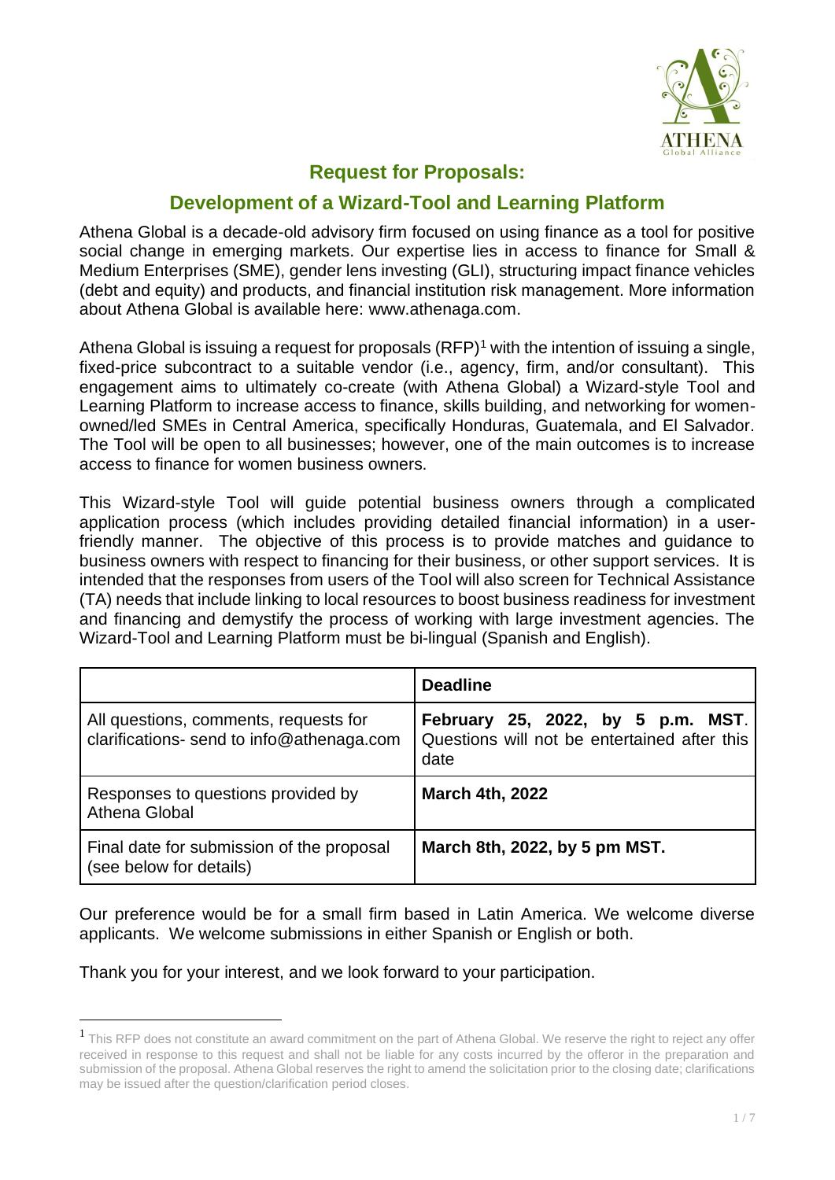# Request for Proposals:

## Development of a Wizard-Tool and Learning Platform

Athena Global is a decade-old advisory firm focused on using finance as a tool for positive social change in emerging markets. Our expertise lies in access to finance for Small & Medium Enterprises (SME), gender lens investing (GLI), structuring impact finance vehicles (debt and equity) and products, and financial institution risk management. More information about Athena Global is available here: www.athenaga.com.

Athena Global is issuing a request for proposals (RFP)[1] with the intention of issuing a single, fixed-price subcontract to a suitable vendor (i.e., agency, firm, and/or consultant). This engagement aims to ultimately co-create (with Athena Global) a Wizard-style Tool and Learning Platform to increase access to finance, skills building, and networking for women-owned/led SMEs in Central America, specifically Honduras, Guatemala, and El Salvador. The Tool will be open to all businesses; however, one of the main outcomes is to increase access to finance for women business owners.

This Wizard-style Tool will guide potential business owners through a complicated application process (which includes providing detailed financial information) in a user-friendly manner. The objective of this process is to provide matches and guidance to business owners with respect to financing for their business, or other support services. It is intended that the responses from users of the Tool will also screen for Technical Assistance (TA) needs that include linking to local resources to boost business readiness for investment and financing and demystify the process of working with large investment agencies. The Wizard-Tool and Learning Platform must be bi-lingual (Spanish and English).

| | **Deadline** |
|---|---|
| All questions, comments, requests for clarifications- send to info@athenaga.com | **February 25, 2022, by 5 p.m. MST**. Questions will not be entertained after this date |
| Responses to questions provided by Athena Global | **March 4th, 2022** |
| Final date for submission of the proposal (see below for details) | **March 8th, 2022, by 5 pm MST.** |

Our preference would be for a small firm based in Latin America. We welcome diverse applicants. We welcome submissions in either Spanish or English or both.

Thank you for your interest, and we look forward to your participation.

[1] This RFP does not constitute an award commitment on the part of Athena Global. We reserve the right to reject any offer received in response to this request and shall not be liable for any costs incurred by the offeror in the preparation and submission of the proposal. Athena Global reserves the right to amend the solicitation prior to the closing date; clarifications may be issued after the question/clarification period closes.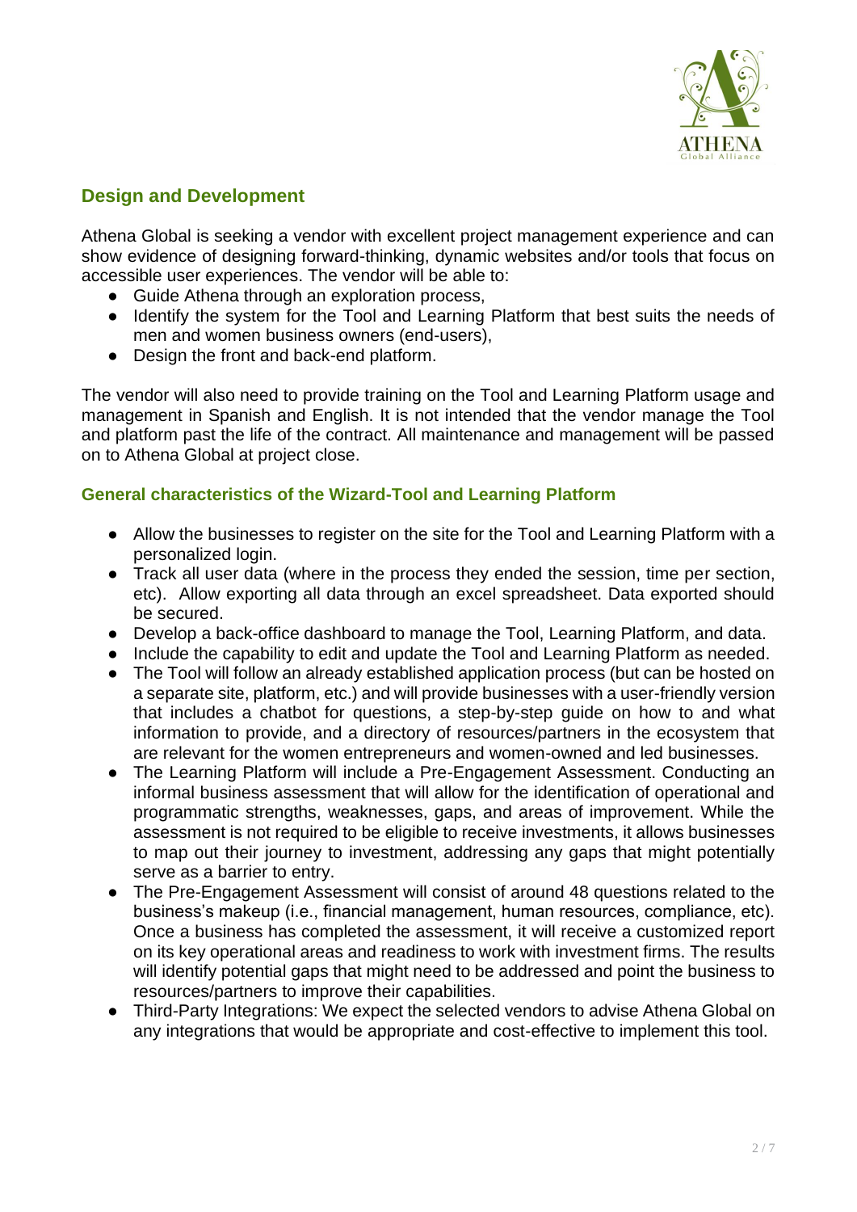## Design and Development

Athena Global is seeking a vendor with excellent project management experience and can show evidence of designing forward-thinking, dynamic websites and/or tools that focus on accessible user experiences. The vendor will be able to:

- Guide Athena through an exploration process,
- Identify the system for the Tool and Learning Platform that best suits the needs of men and women business owners (end-users),
- Design the front and back-end platform.

The vendor will also need to provide training on the Tool and Learning Platform usage and management in Spanish and English. It is not intended that the vendor manage the Tool and platform past the life of the contract. All maintenance and management will be passed on to Athena Global at project close.

### General characteristics of the Wizard-Tool and Learning Platform

- Allow the businesses to register on the site for the Tool and Learning Platform with a personalized login.
- Track all user data (where in the process they ended the session, time per section, etc). Allow exporting all data through an excel spreadsheet. Data exported should be secured.
- Develop a back-office dashboard to manage the Tool, Learning Platform, and data.
- Include the capability to edit and update the Tool and Learning Platform as needed.
- The Tool will follow an already established application process (but can be hosted on a separate site, platform, etc.) and will provide businesses with a user-friendly version that includes a chatbot for questions, a step-by-step guide on how to and what information to provide, and a directory of resources/partners in the ecosystem that are relevant for the women entrepreneurs and women-owned and led businesses.
- The Learning Platform will include a Pre-Engagement Assessment. Conducting an informal business assessment that will allow for the identification of operational and programmatic strengths, weaknesses, gaps, and areas of improvement. While the assessment is not required to be eligible to receive investments, it allows businesses to map out their journey to investment, addressing any gaps that might potentially serve as a barrier to entry.
- The Pre-Engagement Assessment will consist of around 48 questions related to the business's makeup (i.e., financial management, human resources, compliance, etc). Once a business has completed the assessment, it will receive a customized report on its key operational areas and readiness to work with investment firms. The results will identify potential gaps that might need to be addressed and point the business to resources/partners to improve their capabilities.
- Third-Party Integrations: We expect the selected vendors to advise Athena Global on any integrations that would be appropriate and cost-effective to implement this tool.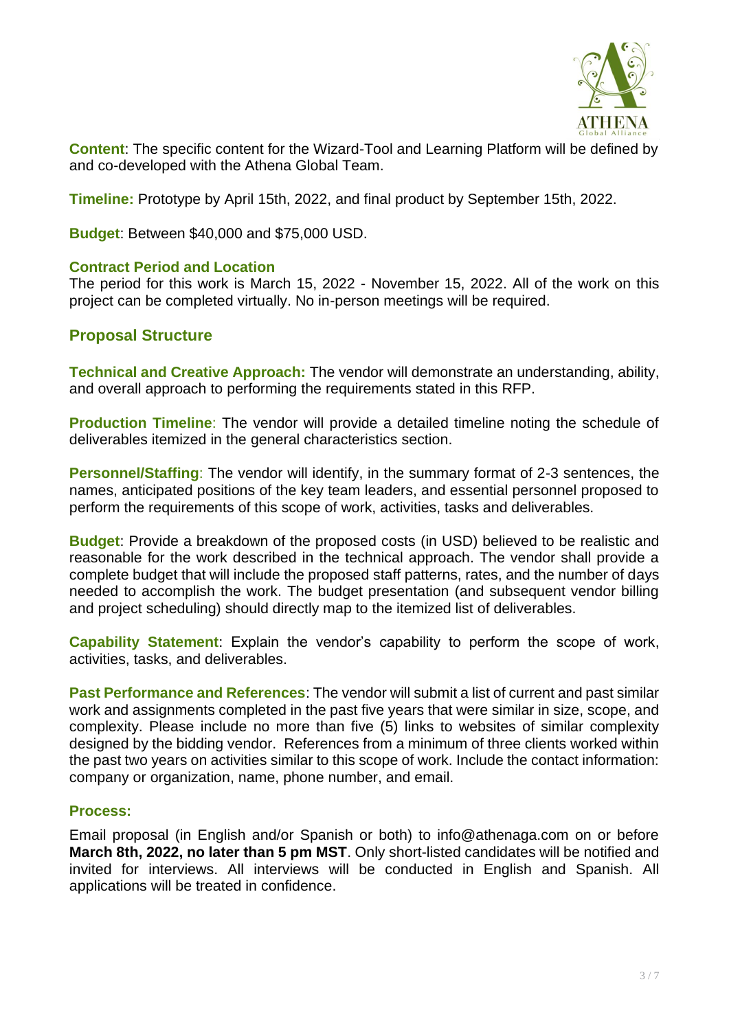**Content**: The specific content for the Wizard-Tool and Learning Platform will be defined by and co-developed with the Athena Global Team.

**Timeline:** Prototype by April 15th, 2022, and final product by September 15th, 2022.

**Budget**: Between $40,000 and $75,000 USD.

### Contract Period and Location

The period for this work is March 15, 2022 - November 15, 2022. All of the work on this project can be completed virtually. No in-person meetings will be required.

## Proposal Structure

**Technical and Creative Approach:** The vendor will demonstrate an understanding, ability, and overall approach to performing the requirements stated in this RFP.

**Production Timeline**: The vendor will provide a detailed timeline noting the schedule of deliverables itemized in the general characteristics section.

**Personnel/Staffing**: The vendor will identify, in the summary format of 2-3 sentences, the names, anticipated positions of the key team leaders, and essential personnel proposed to perform the requirements of this scope of work, activities, tasks and deliverables.

**Budget**: Provide a breakdown of the proposed costs (in USD) believed to be realistic and reasonable for the work described in the technical approach. The vendor shall provide a complete budget that will include the proposed staff patterns, rates, and the number of days needed to accomplish the work. The budget presentation (and subsequent vendor billing and project scheduling) should directly map to the itemized list of deliverables.

**Capability Statement**: Explain the vendor's capability to perform the scope of work, activities, tasks, and deliverables.

**Past Performance and References**: The vendor will submit a list of current and past similar work and assignments completed in the past five years that were similar in size, scope, and complexity. Please include no more than five (5) links to websites of similar complexity designed by the bidding vendor. References from a minimum of three clients worked within the past two years on activities similar to this scope of work. Include the contact information: company or organization, name, phone number, and email.

### Process:

Email proposal (in English and/or Spanish or both) to info@athenaga.com on or before **March 8th, 2022, no later than 5 pm MST**. Only short-listed candidates will be notified and invited for interviews. All interviews will be conducted in English and Spanish. All applications will be treated in confidence.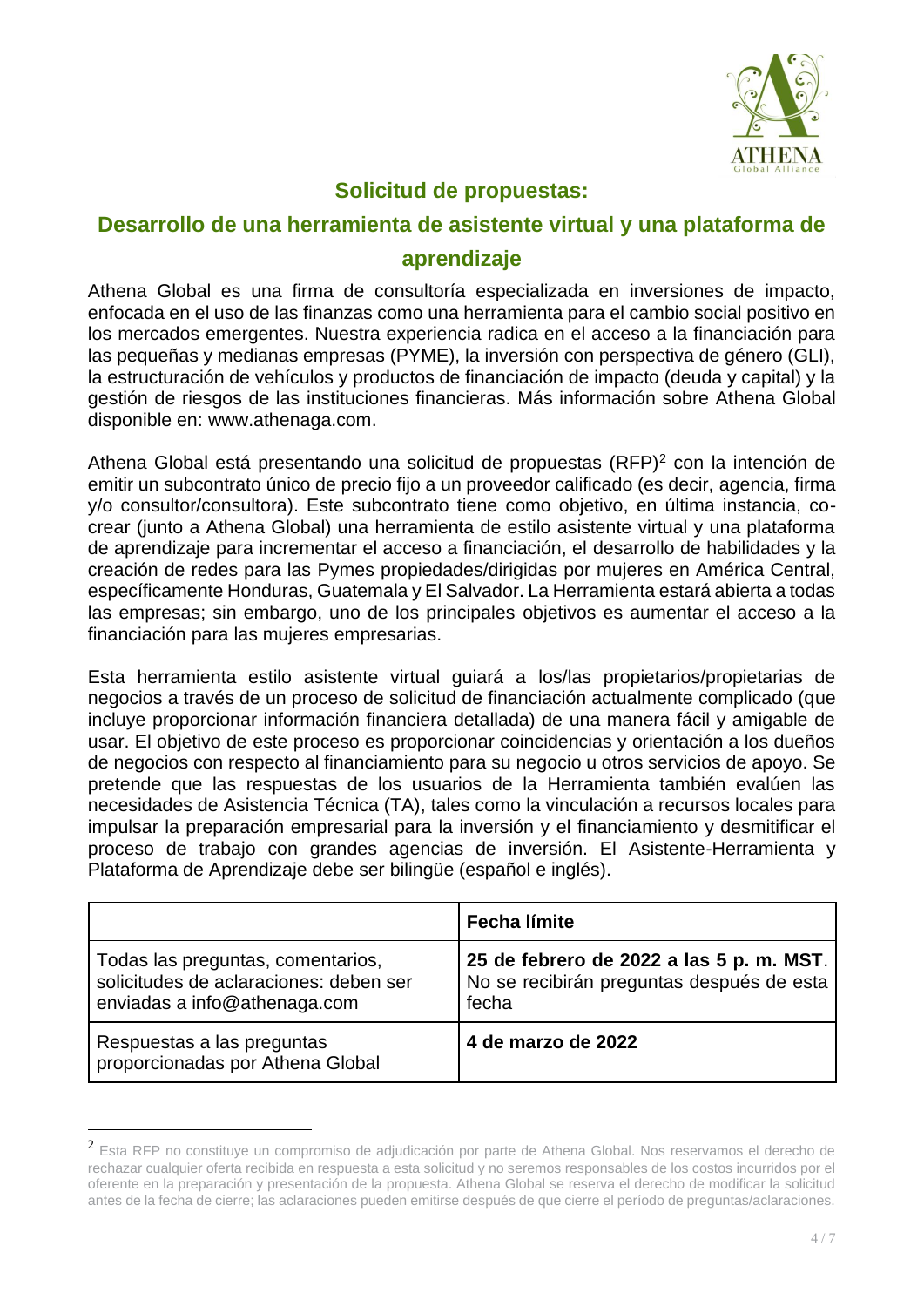## Solicitud de propuestas:

## Desarrollo de una herramienta de asistente virtual y una plataforma de aprendizaje

Athena Global es una firma de consultoría especializada en inversiones de impacto, enfocada en el uso de las finanzas como una herramienta para el cambio social positivo en los mercados emergentes. Nuestra experiencia radica en el acceso a la financiación para las pequeñas y medianas empresas (PYME), la inversión con perspectiva de género (GLI), la estructuración de vehículos y productos de financiación de impacto (deuda y capital) y la gestión de riesgos de las instituciones financieras. Más información sobre Athena Global disponible en: www.athenaga.com.

Athena Global está presentando una solicitud de propuestas (RFP)[2] con la intención de emitir un subcontrato único de precio fijo a un proveedor calificado (es decir, agencia, firma y/o consultor/consultora). Este subcontrato tiene como objetivo, en última instancia, co-crear (junto a Athena Global) una herramienta de estilo asistente virtual y una plataforma de aprendizaje para incrementar el acceso a financiación, el desarrollo de habilidades y la creación de redes para las Pymes propiedades/dirigidas por mujeres en América Central, específicamente Honduras, Guatemala y El Salvador. La Herramienta estará abierta a todas las empresas; sin embargo, uno de los principales objetivos es aumentar el acceso a la financiación para las mujeres empresarias.

Esta herramienta estilo asistente virtual guiará a los/las propietarios/propietarias de negocios a través de un proceso de solicitud de financiación actualmente complicado (que incluye proporcionar información financiera detallada) de una manera fácil y amigable de usar. El objetivo de este proceso es proporcionar coincidencias y orientación a los dueños de negocios con respecto al financiamiento para su negocio u otros servicios de apoyo. Se pretende que las respuestas de los usuarios de la Herramienta también evalúen las necesidades de Asistencia Técnica (TA), tales como la vinculación a recursos locales para impulsar la preparación empresarial para la inversión y el financiamiento y desmitificar el proceso de trabajo con grandes agencias de inversión. El Asistente-Herramienta y Plataforma de Aprendizaje debe ser bilingüe (español e inglés).

| | **Fecha límite** |
|---|---|
| Todas las preguntas, comentarios, solicitudes de aclaraciones: deben ser enviadas a info@athenaga.com | **25 de febrero de 2022 a las 5 p. m. MST**. No se recibirán preguntas después de esta fecha |
| Respuestas a las preguntas proporcionadas por Athena Global | **4 de marzo de 2022** |

[2] Esta RFP no constituye un compromiso de adjudicación por parte de Athena Global. Nos reservamos el derecho de rechazar cualquier oferta recibida en respuesta a esta solicitud y no seremos responsables de los costos incurridos por el oferente en la preparación y presentación de la propuesta. Athena Global se reserva el derecho de modificar la solicitud antes de la fecha de cierre; las aclaraciones pueden emitirse después de que cierre el período de preguntas/aclaraciones.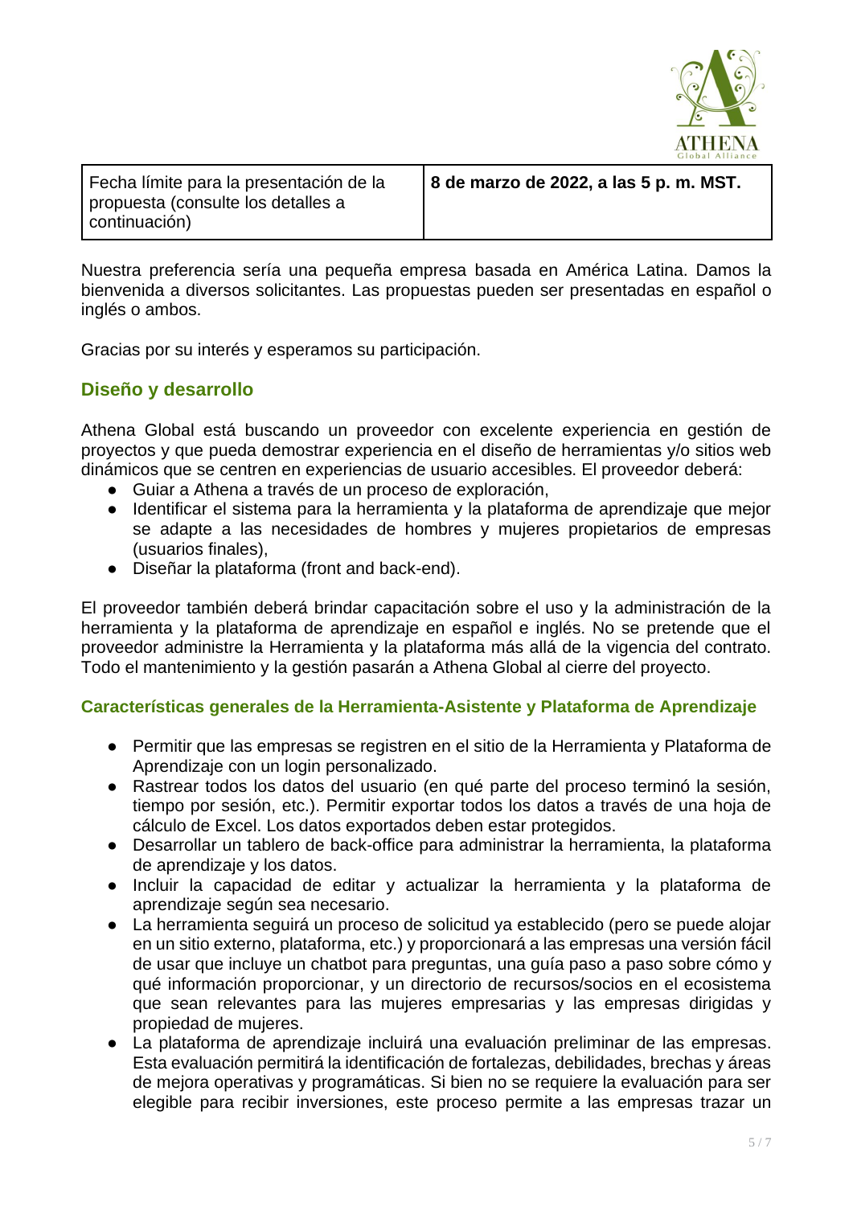| Fecha límite para la presentación de la propuesta (consulte los detalles a continuación) | **8 de marzo de 2022, a las 5 p. m. MST.** |
|---|---|

Nuestra preferencia sería una pequeña empresa basada en América Latina. Damos la bienvenida a diversos solicitantes. Las propuestas pueden ser presentadas en español o inglés o ambos.

Gracias por su interés y esperamos su participación.

## Diseño y desarrollo

Athena Global está buscando un proveedor con excelente experiencia en gestión de proyectos y que pueda demostrar experiencia en el diseño de herramientas y/o sitios web dinámicos que se centren en experiencias de usuario accesibles. El proveedor deberá:

- Guiar a Athena a través de un proceso de exploración,
- Identificar el sistema para la herramienta y la plataforma de aprendizaje que mejor se adapte a las necesidades de hombres y mujeres propietarios de empresas (usuarios finales),
- Diseñar la plataforma (front and back-end).

El proveedor también deberá brindar capacitación sobre el uso y la administración de la herramienta y la plataforma de aprendizaje en español e inglés. No se pretende que el proveedor administre la Herramienta y la plataforma más allá de la vigencia del contrato. Todo el mantenimiento y la gestión pasarán a Athena Global al cierre del proyecto.

### Características generales de la Herramienta-Asistente y Plataforma de Aprendizaje

- Permitir que las empresas se registren en el sitio de la Herramienta y Plataforma de Aprendizaje con un login personalizado.
- Rastrear todos los datos del usuario (en qué parte del proceso terminó la sesión, tiempo por sesión, etc.). Permitir exportar todos los datos a través de una hoja de cálculo de Excel. Los datos exportados deben estar protegidos.
- Desarrollar un tablero de back-office para administrar la herramienta, la plataforma de aprendizaje y los datos.
- Incluir la capacidad de editar y actualizar la herramienta y la plataforma de aprendizaje según sea necesario.
- La herramienta seguirá un proceso de solicitud ya establecido (pero se puede alojar en un sitio externo, plataforma, etc.) y proporcionará a las empresas una versión fácil de usar que incluye un chatbot para preguntas, una guía paso a paso sobre cómo y qué información proporcionar, y un directorio de recursos/socios en el ecosistema que sean relevantes para las mujeres empresarias y las empresas dirigidas y propiedad de mujeres.
- La plataforma de aprendizaje incluirá una evaluación preliminar de las empresas. Esta evaluación permitirá la identificación de fortalezas, debilidades, brechas y áreas de mejora operativas y programáticas. Si bien no se requiere la evaluación para ser elegible para recibir inversiones, este proceso permite a las empresas trazar un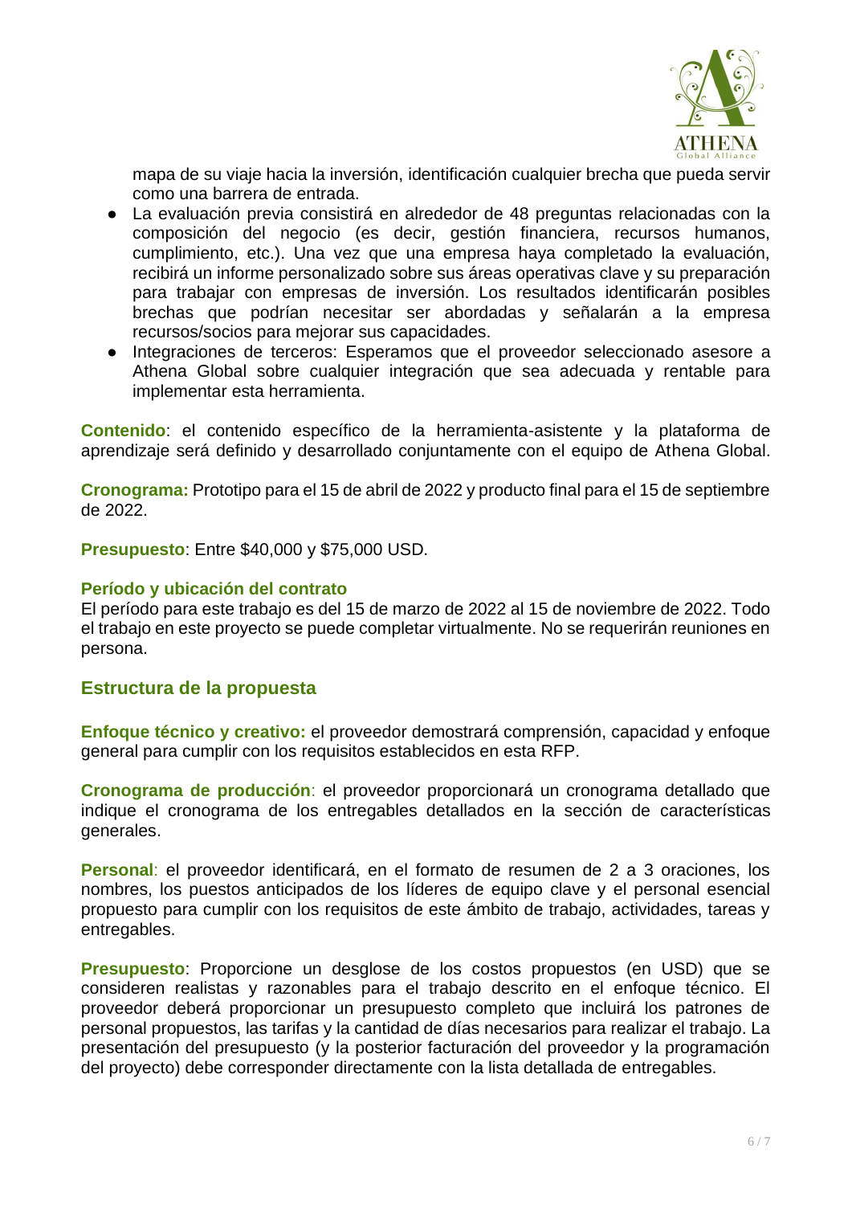mapa de su viaje hacia la inversión, identificación cualquier brecha que pueda servir como una barrera de entrada.

- La evaluación previa consistirá en alrededor de 48 preguntas relacionadas con la composición del negocio (es decir, gestión financiera, recursos humanos, cumplimiento, etc.). Una vez que una empresa haya completado la evaluación, recibirá un informe personalizado sobre sus áreas operativas clave y su preparación para trabajar con empresas de inversión. Los resultados identificarán posibles brechas que podrían necesitar ser abordadas y señalarán a la empresa recursos/socios para mejorar sus capacidades.
- Integraciones de terceros: Esperamos que el proveedor seleccionado asesore a Athena Global sobre cualquier integración que sea adecuada y rentable para implementar esta herramienta.

**Contenido**: el contenido específico de la herramienta-asistente y la plataforma de aprendizaje será definido y desarrollado conjuntamente con el equipo de Athena Global.

**Cronograma:** Prototipo para el 15 de abril de 2022 y producto final para el 15 de septiembre de 2022.

**Presupuesto**: Entre $40,000 y $75,000 USD.

**Período y ubicación del contrato**

El período para este trabajo es del 15 de marzo de 2022 al 15 de noviembre de 2022. Todo el trabajo en este proyecto se puede completar virtualmente. No se requerirán reuniones en persona.

## Estructura de la propuesta

**Enfoque técnico y creativo:** el proveedor demostrará comprensión, capacidad y enfoque general para cumplir con los requisitos establecidos en esta RFP.

**Cronograma de producción**: el proveedor proporcionará un cronograma detallado que indique el cronograma de los entregables detallados en la sección de características generales.

**Personal**: el proveedor identificará, en el formato de resumen de 2 a 3 oraciones, los nombres, los puestos anticipados de los líderes de equipo clave y el personal esencial propuesto para cumplir con los requisitos de este ámbito de trabajo, actividades, tareas y entregables.

**Presupuesto**: Proporcione un desglose de los costos propuestos (en USD) que se consideren realistas y razonables para el trabajo descrito en el enfoque técnico. El proveedor deberá proporcionar un presupuesto completo que incluirá los patrones de personal propuestos, las tarifas y la cantidad de días necesarios para realizar el trabajo. La presentación del presupuesto (y la posterior facturación del proveedor y la programación del proyecto) debe corresponder directamente con la lista detallada de entregables.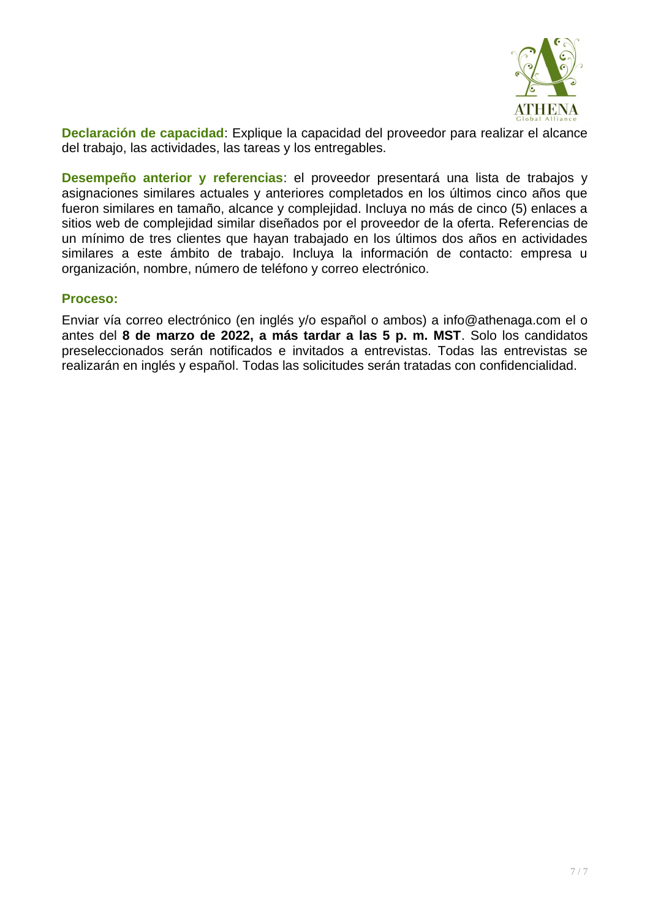**Declaración de capacidad**: Explique la capacidad del proveedor para realizar el alcance del trabajo, las actividades, las tareas y los entregables.

**Desempeño anterior y referencias**: el proveedor presentará una lista de trabajos y asignaciones similares actuales y anteriores completados en los últimos cinco años que fueron similares en tamaño, alcance y complejidad. Incluya no más de cinco (5) enlaces a sitios web de complejidad similar diseñados por el proveedor de la oferta. Referencias de un mínimo de tres clientes que hayan trabajado en los últimos dos años en actividades similares a este ámbito de trabajo. Incluya la información de contacto: empresa u organización, nombre, número de teléfono y correo electrónico.

### Proceso:

Enviar vía correo electrónico (en inglés y/o español o ambos) a info@athenaga.com el o antes del **8 de marzo de 2022, a más tardar a las 5 p. m. MST**. Solo los candidatos preseleccionados serán notificados e invitados a entrevistas. Todas las entrevistas se realizarán en inglés y español. Todas las solicitudes serán tratadas con confidencialidad.